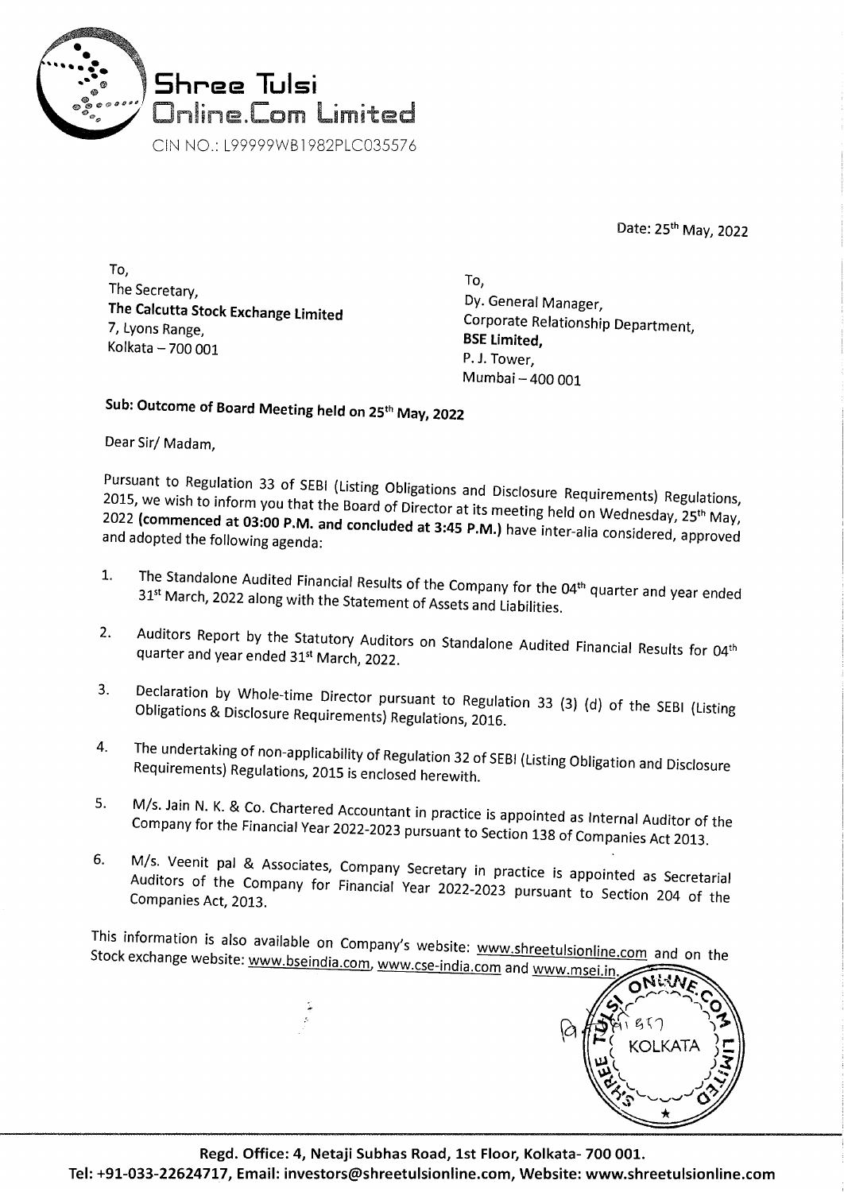# Shree Tulsi Online.Com Limited

CIN NO.: L99999WB1982PLC035576

Date: 25th May, 2022

To,
The Secretary,
**The Calcutta Stock Exchange Limited**
7, Lyons Range,
Kolkata – 700 001

To,
Dy. General Manager,
Corporate Relationship Department,
**BSE Limited,**
P. J. Tower,
Mumbai – 400 001

**Sub: Outcome of Board Meeting held on 25th May, 2022**

Dear Sir/ Madam,

Pursuant to Regulation 33 of SEBI (Listing Obligations and Disclosure Requirements) Regulations, 2015, we wish to inform you that the Board of Director at its meeting held on Wednesday, 25th May, 2022 **(commenced at 03:00 P.M. and concluded at 3:45 P.M.)** have inter-alia considered, approved and adopted the following agenda:

1. The Standalone Audited Financial Results of the Company for the 04th quarter and year ended 31st March, 2022 along with the Statement of Assets and Liabilities.
2. Auditors Report by the Statutory Auditors on Standalone Audited Financial Results for 04th quarter and year ended 31st March, 2022.
3. Declaration by Whole-time Director pursuant to Regulation 33 (3) (d) of the SEBI (Listing Obligations & Disclosure Requirements) Regulations, 2016.
4. The undertaking of non-applicability of Regulation 32 of SEBI (Listing Obligation and Disclosure Requirements) Regulations, 2015 is enclosed herewith.
5. M/s. Jain N. K. & Co. Chartered Accountant in practice is appointed as Internal Auditor of the Company for the Financial Year 2022-2023 pursuant to Section 138 of Companies Act 2013.
6. M/s. Veenit pal & Associates, Company Secretary in practice is appointed as Secretarial Auditors of the Company for Financial Year 2022-2023 pursuant to Section 204 of the Companies Act, 2013.

This information is also available on Company's website: www.shreetulsionline.com and on the Stock exchange website: www.bseindia.com, www.cse-india.com and www.msei.in.

Regd. Office: 4, Netaji Subhas Road, 1st Floor, Kolkata- 700 001.
Tel: +91-033-22624717, Email: investors@shreetulsionline.com, Website: www.shreetulsionline.com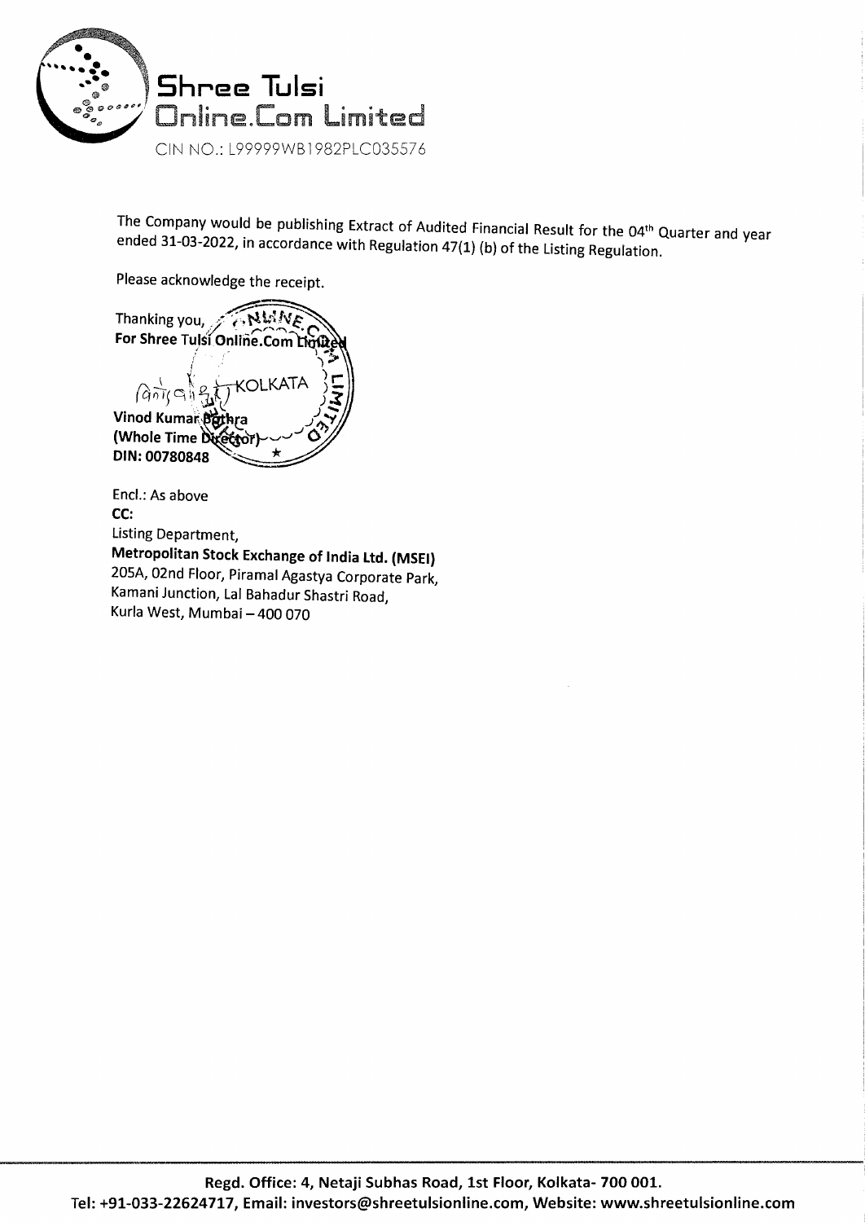**Shree Tulsi Online.Com Limited**

CIN NO.: L99999WB1982PLC035576

The Company would be publishing Extract of Audited Financial Result for the 04th Quarter and year ended 31-03-2022, in accordance with Regulation 47(1) (b) of the Listing Regulation.

Please acknowledge the receipt.

Thanking you,
**For Shree Tulsi Online.Com Limited**

**Vinod Kumar Bothra**
**(Whole Time Director)**
**DIN: 00780848**

Encl.: As above

**CC:**

Listing Department,
**Metropolitan Stock Exchange of India Ltd. (MSEI)**
205A, 02nd Floor, Piramal Agastya Corporate Park,
Kamani Junction, Lal Bahadur Shastri Road,
Kurla West, Mumbai – 400 070

**Regd. Office: 4, Netaji Subhas Road, 1st Floor, Kolkata- 700 001.**
**Tel: +91-033-22624717, Email: investors@shreetulsionline.com, Website: www.shreetulsionline.com**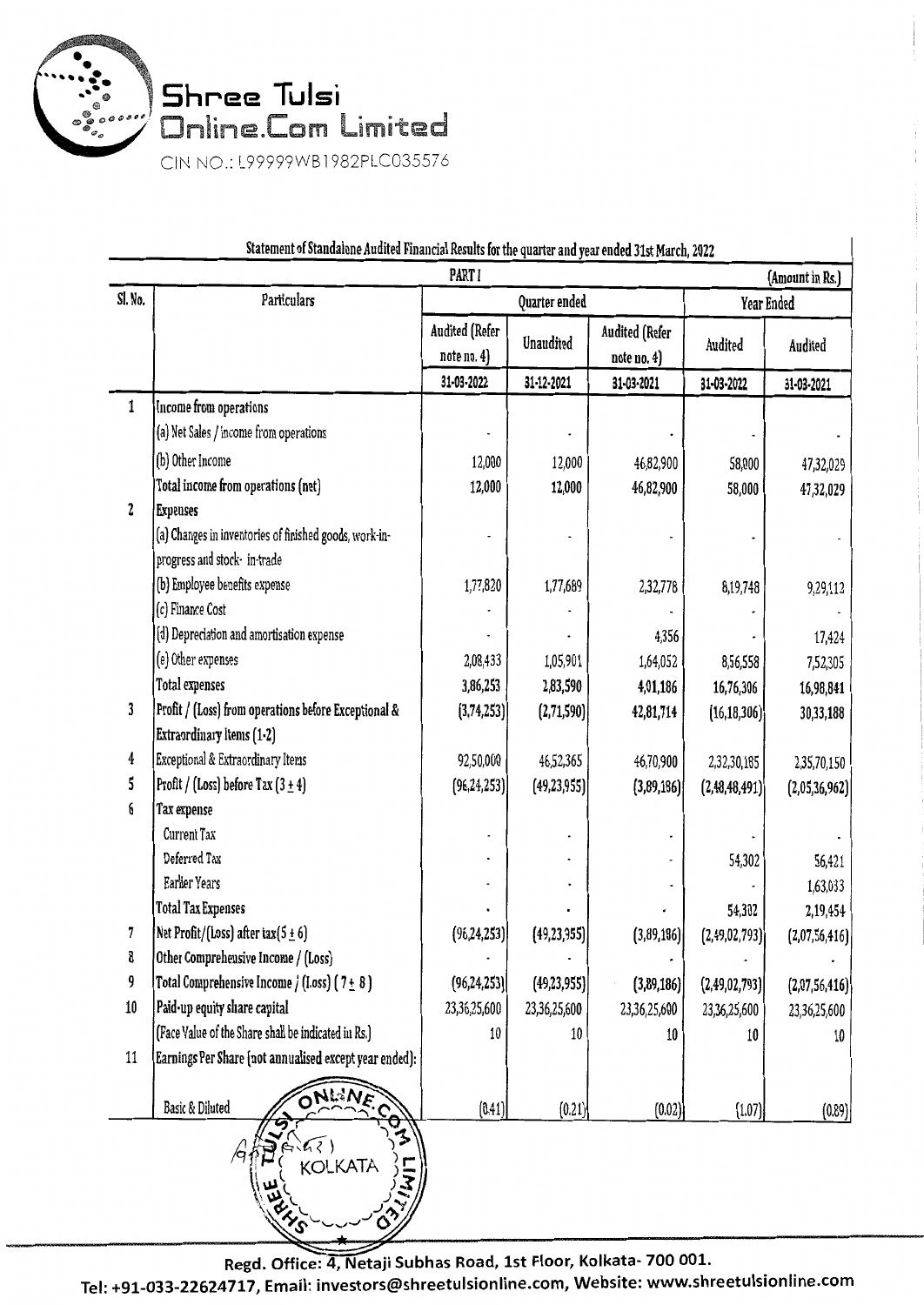# Shree Tulsi Online.Com Limited

CIN NO.: L99999WB1982PLC035576

## Statement of Standalone Audited Financial Results for the quarter and year ended 31st March, 2022

PART I (Amount in Rs.)

| Sl. No. | Particulars | Quarter ended | | | Year Ended | |
|---|---|---|---|---|---|---|
| | | Audited (Refer note no. 4) | Unaudited | Audited (Refer note no. 4) | Audited | Audited |
| | | 31-03-2022 | 31-12-2021 | 31-03-2021 | 31-03-2022 | 31-03-2021 |
| 1 | Income from operations | | | | | |
| | (a) Net Sales / income from operations | - | - | - | - | - |
| | (b) Other Income | 12,000 | 12,000 | 46,82,900 | 58,000 | 47,32,029 |
| | Total income from operations (net) | 12,000 | 12,000 | 46,82,900 | 58,000 | 47,32,029 |
| 2 | Expenses | | | | | |
| | (a) Changes in inventories of finished goods, work-in-progress and stock- in-trade | - | - | - | - | - |
| | (b) Employee benefits expense | 1,77,820 | 1,77,689 | 2,32,778 | 8,19,748 | 9,29,112 |
| | (c) Finance Cost | - | - | - | - | - |
| | (d) Depreciation and amortisation expense | - | - | 4,356 | - | 17,424 |
| | (e) Other expenses | 2,08,433 | 1,05,901 | 1,64,052 | 8,56,558 | 7,52,305 |
| | Total expenses | 3,86,253 | 2,83,590 | 4,01,186 | 16,76,306 | 16,98,841 |
| 3 | Profit / (Loss) from operations before Exceptional & Extraordinary Items (1-2) | (3,74,253) | (2,71,590) | 42,81,714 | (16,18,306) | 30,33,188 |
| 4 | Exceptional & Extraordinary Items | 92,50,000 | 46,52,365 | 46,70,900 | 2,32,30,185 | 2,35,70,150 |
| 5 | Profit / (Loss) before Tax (3 ± 4) | (96,24,253) | (49,23,955) | (3,89,186) | (2,48,48,491) | (2,05,36,962) |
| 6 | Tax expense | | | | | |
| | Current Tax | - | - | - | - | - |
| | Deferred Tax | - | - | - | 54,302 | 56,421 |
| | Earlier Years | - | - | - | - | 1,63,033 |
| | Total Tax Expenses | - | - | - | 54,302 | 2,19,454 |
| 7 | Net Profit/(Loss) after tax(5 ± 6) | (96,24,253) | (49,23,955) | (3,89,186) | (2,49,02,793) | (2,07,56,416) |
| 8 | Other Comprehensive Income / (Loss) | - | - | - | - | - |
| 9 | Total Comprehensive Income / (Loss) ( 7 ± 8 ) | (96,24,253) | (49,23,955) | (3,89,186) | (2,49,02,793) | (2,07,56,416) |
| 10 | Paid-up equity share capital | 23,36,25,600 | 23,36,25,600 | 23,36,25,600 | 23,36,25,600 | 23,36,25,600 |
| | (Face Value of the Share shall be indicated in Rs.) | 10 | 10 | 10 | 10 | 10 |
| 11 | Earnings Per Share (not annualised except year ended): | | | | | |
| | Basic & Diluted | (0.41) | (0.21) | (0.02) | (1.07) | (0.89) |

Regd. Office: 4, Netaji Subhas Road, 1st Floor, Kolkata- 700 001.
Tel: +91-033-22624717, Email: investors@shreetulsionline.com, Website: www.shreetulsionline.com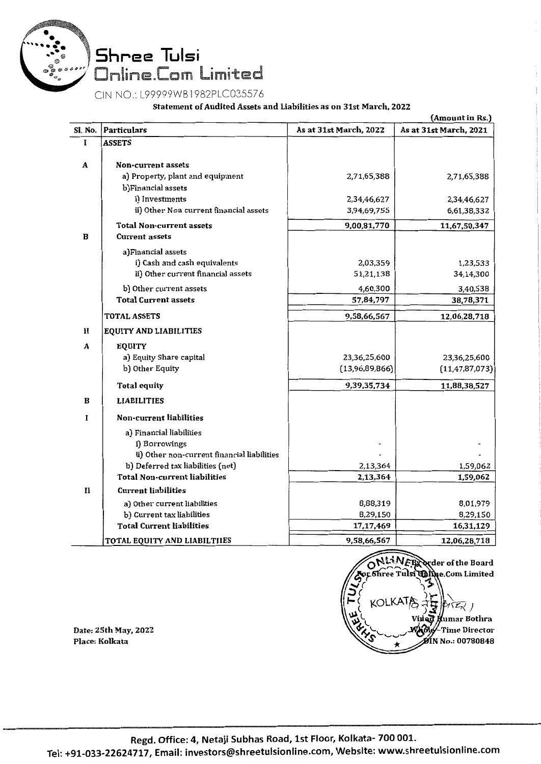# Shree Tulsi Online.Com Limited

CIN NO.: L99999WB1982PLC035576

**Statement of Audited Assets and Liabilities as on 31st March, 2022**

(Amount in Rs.)

| Sl. No. | Particulars | As at 31st March, 2022 | As at 31st March, 2021 |
|---|---|---|---|
| I | **ASSETS** | | |
| A | **Non-current assets** | | |
| | a) Property, plant and equipment | 2,71,65,388 | 2,71,65,388 |
| | b)Financial assets | | |
| | i) Investments | 2,34,46,627 | 2,34,46,627 |
| | ii) Other Non current financial assets | 3,94,69,755 | 6,61,38,332 |
| | **Total Non-current assets** | **9,00,81,770** | **11,67,50,347** |
| B | **Current assets** | | |
| | a)Financial assets | | |
| | i) Cash and cash equivalents | 2,03,359 | 1,23,533 |
| | ii) Other current financial assets | 51,21,138 | 34,14,300 |
| | b) Other current assets | 4,60,300 | 3,40,538 |
| | **Total Current assets** | **57,84,797** | **38,78,371** |
| | **TOTAL ASSETS** | **9,58,66,567** | **12,06,28,718** |
| II | **EQUITY AND LIABILITIES** | | |
| A | **EQUITY** | | |
| | a) Equity Share capital | 23,36,25,600 | 23,36,25,600 |
| | b) Other Equity | (13,96,89,866) | (11,47,87,073) |
| | **Total equity** | **9,39,35,734** | **11,88,38,527** |
| B | **LIABILITIES** | | |
| I | **Non-current liabilities** | | |
| | a) Financial liabilities | | |
| | i) Borrowings | - | - |
| | ii) Other non-current financial liabilities | - | - |
| | b) Deferred tax liabilities (net) | 2,13,364 | 1,59,062 |
| | **Total Non-current liabilities** | **2,13,364** | **1,59,062** |
| II | **Current liabilities** | | |
| | a) Other current liabilities | 8,88,319 | 8,01,979 |
| | b) Current tax liabilities | 8,29,150 | 8,29,150 |
| | **Total Current liabilities** | **17,17,469** | **16,31,129** |
| | **TOTAL EQUITY AND LIABILTIES** | **9,58,66,567** | **12,06,28,718** |

By order of the Board
For Shree Tulsi Online.Com Limited

Vinod Kumar Bothra
Whole-Time Director
DIN No.: 00780848

Date: 25th May, 2022
Place: Kolkata

Regd. Office: 4, Netaji Subhas Road, 1st Floor, Kolkata- 700 001.
Tel: +91-033-22624717, Email: investors@shreetulsionline.com, Website: www.shreetulsionline.com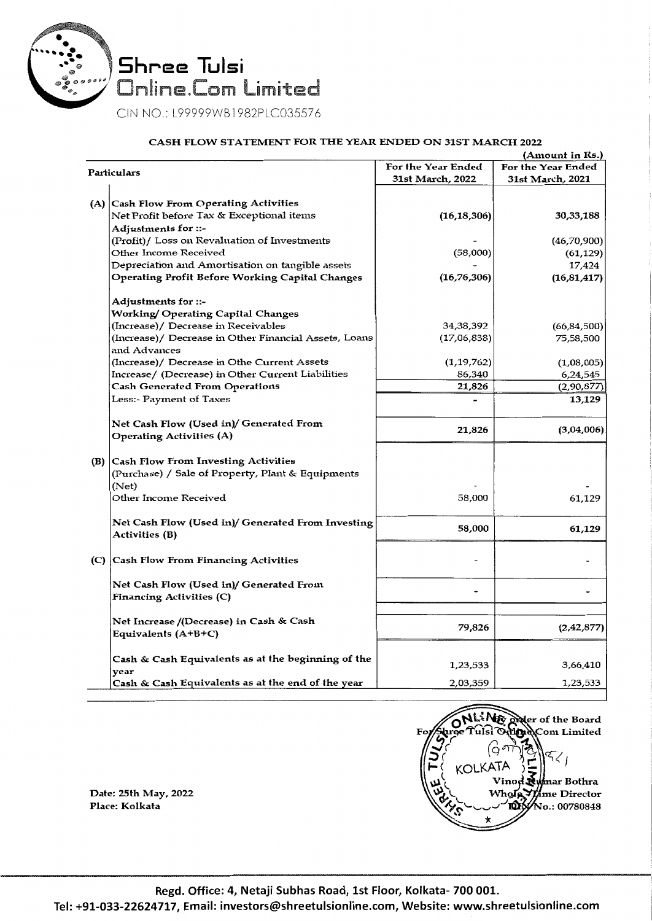# Shree Tulsi Online.Com Limited

CIN NO.: L99999WB1982PLC035576

## CASH FLOW STATEMENT FOR THE YEAR ENDED ON 31ST MARCH 2022

(Amount in Rs.)

| | Particulars | For the Year Ended 31st March, 2022 | For the Year Ended 31st March, 2021 |
|---|---|---|---|
| (A) | **Cash Flow From Operating Activities** | | |
| | Net Profit before Tax & Exceptional items | (16,18,306) | 30,33,188 |
| | **Adjustments for ::-** | | |
| | (Profit)/ Loss on Revaluation of Investments | - | (46,70,900) |
| | Other Income Received | (58,000) | (61,129) |
| | Depreciation and Amortisation on tangible assets | - | 17,424 |
| | **Operating Profit Before Working Capital Changes** | (16,76,306) | (16,81,417) |
| | **Adjustments for ::-** | | |
| | **Working/ Operating Capital Changes** | | |
| | (Increase)/ Decrease in Receivables | 34,38,392 | (66,84,500) |
| | (Increase)/ Decrease in Other Financial Assets, Loans and Advances | (17,06,838) | 75,58,500 |
| | (Increase)/ Decrease in Othe Current Assets | (1,19,762) | (1,08,005) |
| | Increase/ (Decrease) in Other Current Liabilities | 86,340 | 6,24,545 |
| | **Cash Generated From Operations** | 21,826 | (2,90,877) |
| | Less:- Payment of Taxes | - | 13,129 |
| | **Net Cash Flow (Used in)/ Generated From Operating Activities (A)** | 21,826 | (3,04,006) |
| (B) | **Cash Flow From Investing Activities** | | |
| | (Purchase) / Sale of Property, Plant & Equipments (Net) | - | - |
| | Other Income Received | 58,000 | 61,129 |
| | **Net Cash Flow (Used in)/ Generated From Investing Activities (B)** | 58,000 | 61,129 |
| (C) | **Cash Flow From Financing Activities** | - | - |
| | **Net Cash Flow (Used in)/ Generated From Financing Activities (C)** | - | - |
| | Net Increase /(Decrease) in Cash & Cash Equivalents (A+B+C) | 79,826 | (2,42,877) |
| | Cash & Cash Equivalents as at the beginning of the year | 1,23,533 | 3,66,410 |
| | Cash & Cash Equivalents as at the end of the year | 2,03,359 | 1,23,533 |

By order of the Board
For Shree Tulsi Online.Com Limited

Vinod Kumar Bothra
Whole Time Director
DIN No.: 00780848

Date: 25th May, 2022
Place: Kolkata

Regd. Office: 4, Netaji Subhas Road, 1st Floor, Kolkata- 700 001.
Tel: +91-033-22624717, Email: investors@shreetulsionline.com, Website: www.shreetulsionline.com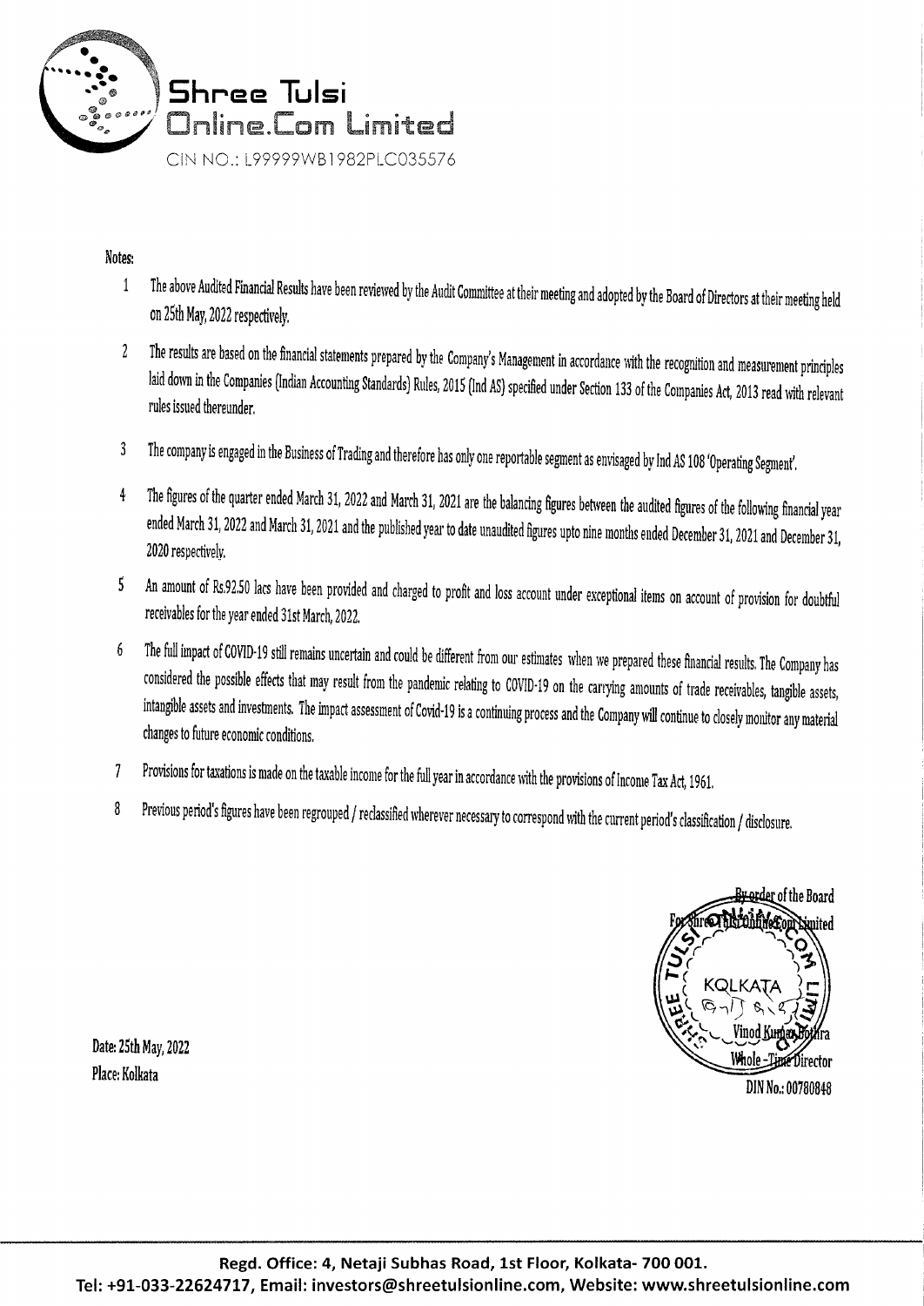# Shree Tulsi Online.Com Limited

CIN NO.: L99999WB1982PLC035576

**Notes:**

1. The above Audited Financial Results have been reviewed by the Audit Committee at their meeting and adopted by the Board of Directors at their meeting held on 25th May, 2022 respectively.
2. The results are based on the financial statements prepared by the Company's Management in accordance with the recognition and measurement principles laid down in the Companies (Indian Accounting Standards) Rules, 2015 (Ind AS) specified under Section 133 of the Companies Act, 2013 read with relevant rules issued thereunder.
3. The company is engaged in the Business of Trading and therefore has only one reportable segment as envisaged by Ind AS 108 'Operating Segment'.
4. The figures of the quarter ended March 31, 2022 and March 31, 2021 are the balancing figures between the audited figures of the following financial year ended March 31, 2022 and March 31, 2021 and the published year to date unaudited figures upto nine months ended December 31, 2021 and December 31, 2020 respectively.
5. An amount of Rs.92.50 lacs have been provided and charged to profit and loss account under exceptional items on account of provision for doubtful receivables for the year ended 31st March, 2022.
6. The full impact of COVID-19 still remains uncertain and could be different from our estimates when we prepared these financial results. The Company has considered the possible effects that may result from the pandemic relating to COVID-19 on the carrying amounts of trade receivables, tangible assets, intangible assets and investments. The impact assessment of Covid-19 is a continuing process and the Company will continue to closely monitor any material changes to future economic conditions.
7. Provisions for taxations is made on the taxable income for the full year in accordance with the provisions of Income Tax Act, 1961.
8. Previous period's figures have been regrouped / reclassified wherever necessary to correspond with the current period's classification / disclosure.

By order of the Board
For Shree Tulsi Online.Com Limited

Vinod Kumar Bothra
Whole-Time Director
DIN No.: 00780848

Date: 25th May, 2022
Place: Kolkata

Regd. Office: 4, Netaji Subhas Road, 1st Floor, Kolkata- 700 001.
Tel: +91-033-22624717, Email: investors@shreetulsionline.com, Website: www.shreetulsionline.com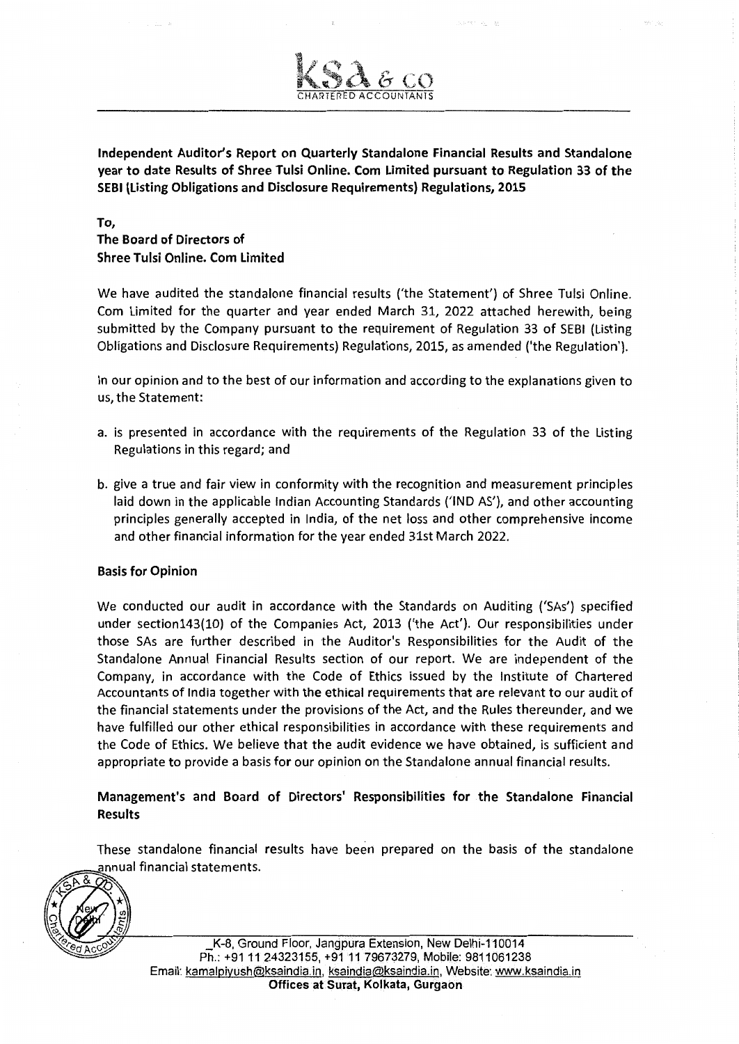**KSA & CO**
CHARTERED ACCOUNTANTS

**Independent Auditor's Report on Quarterly Standalone Financial Results and Standalone year to date Results of Shree Tulsi Online. Com Limited pursuant to Regulation 33 of the SEBI (Listing Obligations and Disclosure Requirements) Regulations, 2015**

**To,**
**The Board of Directors of**
**Shree Tulsi Online. Com Limited**

We have audited the standalone financial results ('the Statement') of Shree Tulsi Online. Com Limited for the quarter and year ended March 31, 2022 attached herewith, being submitted by the Company pursuant to the requirement of Regulation 33 of SEBI (Listing Obligations and Disclosure Requirements) Regulations, 2015, as amended ('the Regulation').

In our opinion and to the best of our information and according to the explanations given to us, the Statement:

a. is presented in accordance with the requirements of the Regulation 33 of the Listing Regulations in this regard; and

b. give a true and fair view in conformity with the recognition and measurement principles laid down in the applicable Indian Accounting Standards ('IND AS'), and other accounting principles generally accepted in India, of the net loss and other comprehensive income and other financial information for the year ended 31st March 2022.

**Basis for Opinion**

We conducted our audit in accordance with the Standards on Auditing ('SAs') specified under section143(10) of the Companies Act, 2013 ('the Act'). Our responsibilities under those SAs are further described in the Auditor's Responsibilities for the Audit of the Standalone Annual Financial Results section of our report. We are independent of the Company, in accordance with the Code of Ethics issued by the Institute of Chartered Accountants of India together with the ethical requirements that are relevant to our audit of the financial statements under the provisions of the Act, and the Rules thereunder, and we have fulfilled our other ethical responsibilities in accordance with these requirements and the Code of Ethics. We believe that the audit evidence we have obtained, is sufficient and appropriate to provide a basis for our opinion on the Standalone annual financial results.

**Management's and Board of Directors' Responsibilities for the Standalone Financial Results**

These standalone financial results have been prepared on the basis of the standalone annual financial statements.

K-8, Ground Floor, Jangpura Extension, New Delhi-110014
Ph.: +91 11 24323155, +91 11 79673279, Mobile: 9811061238
Email: kamalpiyush@ksaindia.in, ksaindia@ksaindia.in, Website: www.ksaindia.in
**Offices at Surat, Kolkata, Gurgaon**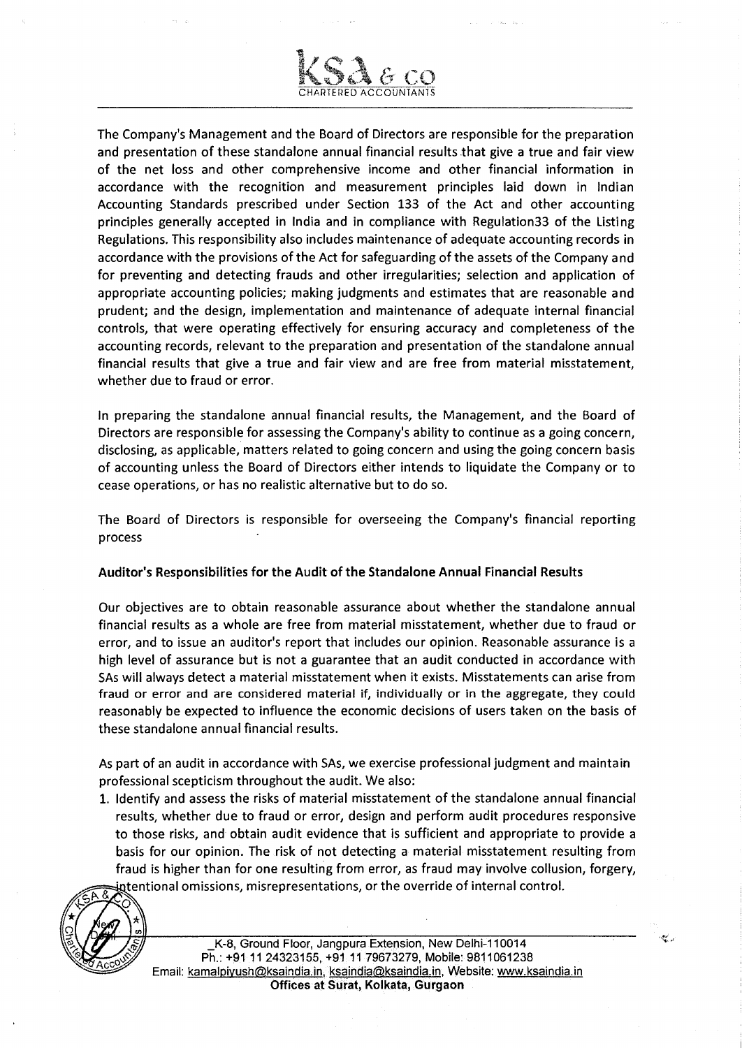The Company's Management and the Board of Directors are responsible for the preparation and presentation of these standalone annual financial results that give a true and fair view of the net loss and other comprehensive income and other financial information in accordance with the recognition and measurement principles laid down in Indian Accounting Standards prescribed under Section 133 of the Act and other accounting principles generally accepted in India and in compliance with Regulation33 of the Listing Regulations. This responsibility also includes maintenance of adequate accounting records in accordance with the provisions of the Act for safeguarding of the assets of the Company and for preventing and detecting frauds and other irregularities; selection and application of appropriate accounting policies; making judgments and estimates that are reasonable and prudent; and the design, implementation and maintenance of adequate internal financial controls, that were operating effectively for ensuring accuracy and completeness of the accounting records, relevant to the preparation and presentation of the standalone annual financial results that give a true and fair view and are free from material misstatement, whether due to fraud or error.

In preparing the standalone annual financial results, the Management, and the Board of Directors are responsible for assessing the Company's ability to continue as a going concern, disclosing, as applicable, matters related to going concern and using the going concern basis of accounting unless the Board of Directors either intends to liquidate the Company or to cease operations, or has no realistic alternative but to do so.

The Board of Directors is responsible for overseeing the Company's financial reporting process

**Auditor's Responsibilities for the Audit of the Standalone Annual Financial Results**

Our objectives are to obtain reasonable assurance about whether the standalone annual financial results as a whole are free from material misstatement, whether due to fraud or error, and to issue an auditor's report that includes our opinion. Reasonable assurance is a high level of assurance but is not a guarantee that an audit conducted in accordance with SAs will always detect a material misstatement when it exists. Misstatements can arise from fraud or error and are considered material if, individually or in the aggregate, they could reasonably be expected to influence the economic decisions of users taken on the basis of these standalone annual financial results.

As part of an audit in accordance with SAs, we exercise professional judgment and maintain professional scepticism throughout the audit. We also:

1. Identify and assess the risks of material misstatement of the standalone annual financial results, whether due to fraud or error, design and perform audit procedures responsive to those risks, and obtain audit evidence that is sufficient and appropriate to provide a basis for our opinion. The risk of not detecting a material misstatement resulting from fraud is higher than for one resulting from error, as fraud may involve collusion, forgery, intentional omissions, misrepresentations, or the override of internal control.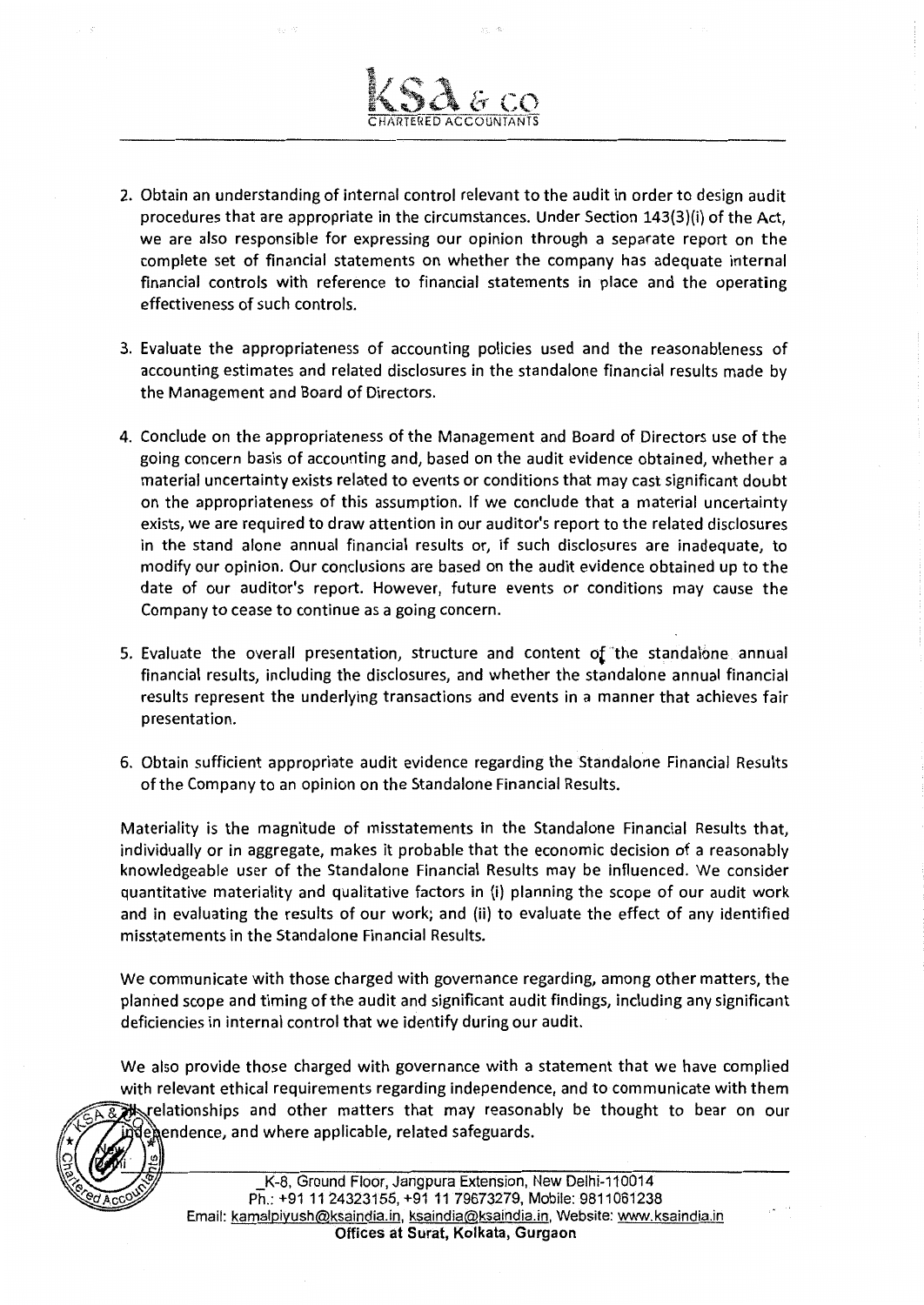2. Obtain an understanding of internal control relevant to the audit in order to design audit procedures that are appropriate in the circumstances. Under Section 143(3)(i) of the Act, we are also responsible for expressing our opinion through a separate report on the complete set of financial statements on whether the company has adequate internal financial controls with reference to financial statements in place and the operating effectiveness of such controls.

3. Evaluate the appropriateness of accounting policies used and the reasonableness of accounting estimates and related disclosures in the standalone financial results made by the Management and Board of Directors.

4. Conclude on the appropriateness of the Management and Board of Directors use of the going concern basis of accounting and, based on the audit evidence obtained, whether a material uncertainty exists related to events or conditions that may cast significant doubt on the appropriateness of this assumption. If we conclude that a material uncertainty exists, we are required to draw attention in our auditor's report to the related disclosures in the stand alone annual financial results or, if such disclosures are inadequate, to modify our opinion. Our conclusions are based on the audit evidence obtained up to the date of our auditor's report. However, future events or conditions may cause the Company to cease to continue as a going concern.

5. Evaluate the overall presentation, structure and content of the standalone annual financial results, including the disclosures, and whether the standalone annual financial results represent the underlying transactions and events in a manner that achieves fair presentation.

6. Obtain sufficient appropriate audit evidence regarding the Standalone Financial Results of the Company to an opinion on the Standalone Financial Results.

Materiality is the magnitude of misstatements in the Standalone Financial Results that, individually or in aggregate, makes it probable that the economic decision of a reasonably knowledgeable user of the Standalone Financial Results may be influenced. We consider quantitative materiality and qualitative factors in (i) planning the scope of our audit work and in evaluating the results of our work; and (ii) to evaluate the effect of any identified misstatements in the Standalone Financial Results.

We communicate with those charged with governance regarding, among other matters, the planned scope and timing of the audit and significant audit findings, including any significant deficiencies in internal control that we identify during our audit.

We also provide those charged with governance with a statement that we have complied with relevant ethical requirements regarding independence, and to communicate with them all relationships and other matters that may reasonably be thought to bear on our independence, and where applicable, related safeguards.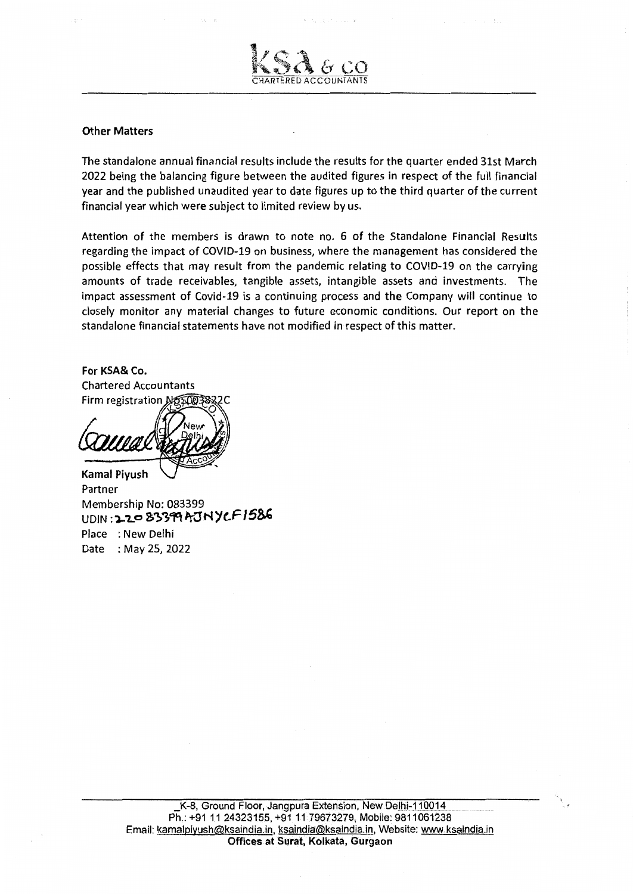## Other Matters

The standalone annual financial results include the results for the quarter ended 31st March 2022 being the balancing figure between the audited figures in respect of the full financial year and the published unaudited year to date figures up to the third quarter of the current financial year which were subject to limited review by us.

Attention of the members is drawn to note no. 6 of the Standalone Financial Results regarding the impact of COVID-19 on business, where the management has considered the possible effects that may result from the pandemic relating to COVID-19 on the carrying amounts of trade receivables, tangible assets, intangible assets and investments. The impact assessment of Covid-19 is a continuing process and the Company will continue to closely monitor any material changes to future economic conditions. Our report on the standalone financial statements have not modified in respect of this matter.

**For KSA& Co.**
Chartered Accountants
Firm registration No.003822C

**Kamal Piyush**
Partner
Membership No: 083399
UDIN : 22083399AJNYCF1586
Place : New Delhi
Date : May 25, 2022

K-8, Ground Floor, Jangpura Extension, New Delhi-110014
Ph.: +91 11 24323155, +91 11 79673279, Mobile: 9811061238
Email: kamalpiyush@ksaindia.in, ksaindia@ksaindia.in, Website: www.ksaindia.in
**Offices at Surat, Kolkata, Gurgaon**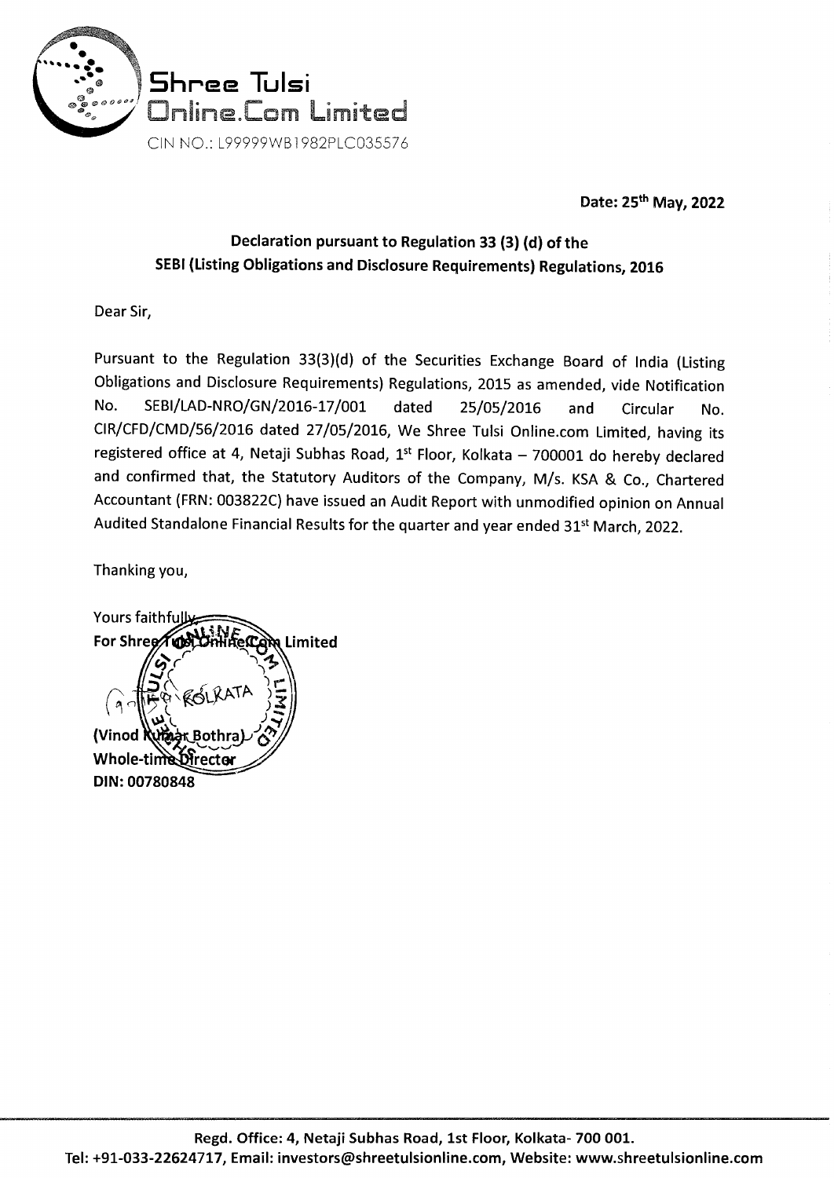**Shree Tulsi Online.Com Limited**

CIN NO.: L99999WB1982PLC035576

**Date: 25th May, 2022**

**Declaration pursuant to Regulation 33 (3) (d) of the SEBI (Listing Obligations and Disclosure Requirements) Regulations, 2016**

Dear Sir,

Pursuant to the Regulation 33(3)(d) of the Securities Exchange Board of India (Listing Obligations and Disclosure Requirements) Regulations, 2015 as amended, vide Notification No. SEBI/LAD-NRO/GN/2016-17/001 dated 25/05/2016 and Circular No. CIR/CFD/CMD/56/2016 dated 27/05/2016, We Shree Tulsi Online.com Limited, having its registered office at 4, Netaji Subhas Road, 1st Floor, Kolkata – 700001 do hereby declared and confirmed that, the Statutory Auditors of the Company, M/s. KSA & Co., Chartered Accountant (FRN: 003822C) have issued an Audit Report with unmodified opinion on Annual Audited Standalone Financial Results for the quarter and year ended 31st March, 2022.

Thanking you,

Yours faithfully,

**For Shree Tulsi Online.Com Limited**

**(Vinod Kumar Bothra)**

**Whole-time Director**

**DIN: 00780848**

**Regd. Office: 4, Netaji Subhas Road, 1st Floor, Kolkata- 700 001.**

**Tel: +91-033-22624717, Email: investors@shreetulsionline.com, Website: www.shreetulsionline.com**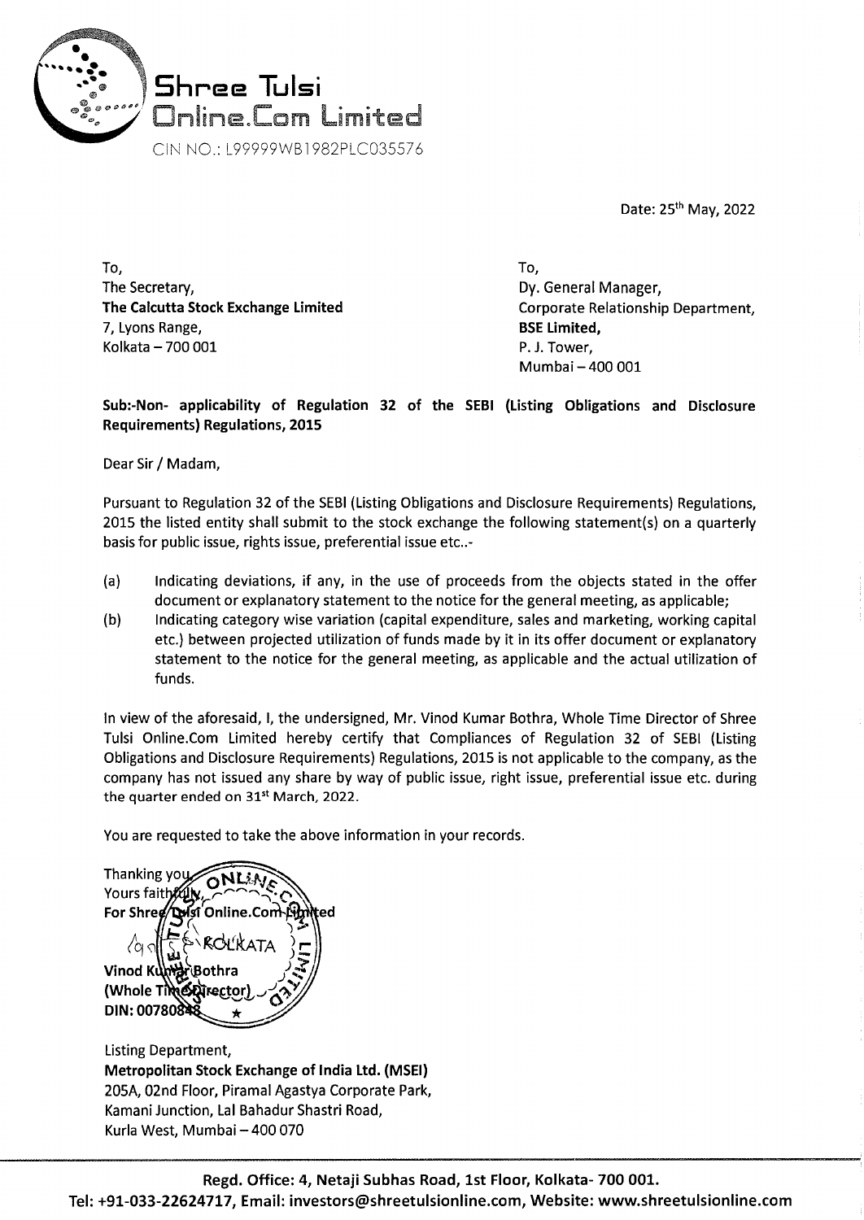**Shree Tulsi Online.Com Limited**

CIN NO.: L99999WB1982PLC035576

Date: 25th May, 2022

To,
The Secretary,
**The Calcutta Stock Exchange Limited**
7, Lyons Range,
Kolkata – 700 001

To,
Dy. General Manager,
Corporate Relationship Department,
**BSE Limited,**
P. J. Tower,
Mumbai – 400 001

**Sub:-Non- applicability of Regulation 32 of the SEBI (Listing Obligations and Disclosure Requirements) Regulations, 2015**

Dear Sir / Madam,

Pursuant to Regulation 32 of the SEBI (Listing Obligations and Disclosure Requirements) Regulations, 2015 the listed entity shall submit to the stock exchange the following statement(s) on a quarterly basis for public issue, rights issue, preferential issue etc..-

(a) Indicating deviations, if any, in the use of proceeds from the objects stated in the offer document or explanatory statement to the notice for the general meeting, as applicable;

(b) Indicating category wise variation (capital expenditure, sales and marketing, working capital etc.) between projected utilization of funds made by it in its offer document or explanatory statement to the notice for the general meeting, as applicable and the actual utilization of funds.

In view of the aforesaid, I, the undersigned, Mr. Vinod Kumar Bothra, Whole Time Director of Shree Tulsi Online.Com Limited hereby certify that Compliances of Regulation 32 of SEBI (Listing Obligations and Disclosure Requirements) Regulations, 2015 is not applicable to the company, as the company has not issued any share by way of public issue, right issue, preferential issue etc. during the quarter ended on 31st March, 2022.

You are requested to take the above information in your records.

Thanking you,
Yours faithfully,
**For Shree Tulsi Online.Com Limited**

**Vinod Kumar Bothra**
**(Whole Time Director)**
**DIN: 00780848**

Listing Department,
**Metropolitan Stock Exchange of India Ltd. (MSEI)**
205A, 02nd Floor, Piramal Agastya Corporate Park,
Kamani Junction, Lal Bahadur Shastri Road,
Kurla West, Mumbai – 400 070

**Regd. Office: 4, Netaji Subhas Road, 1st Floor, Kolkata- 700 001.**
**Tel: +91-033-22624717, Email: investors@shreetulsionline.com, Website: www.shreetulsionline.com**